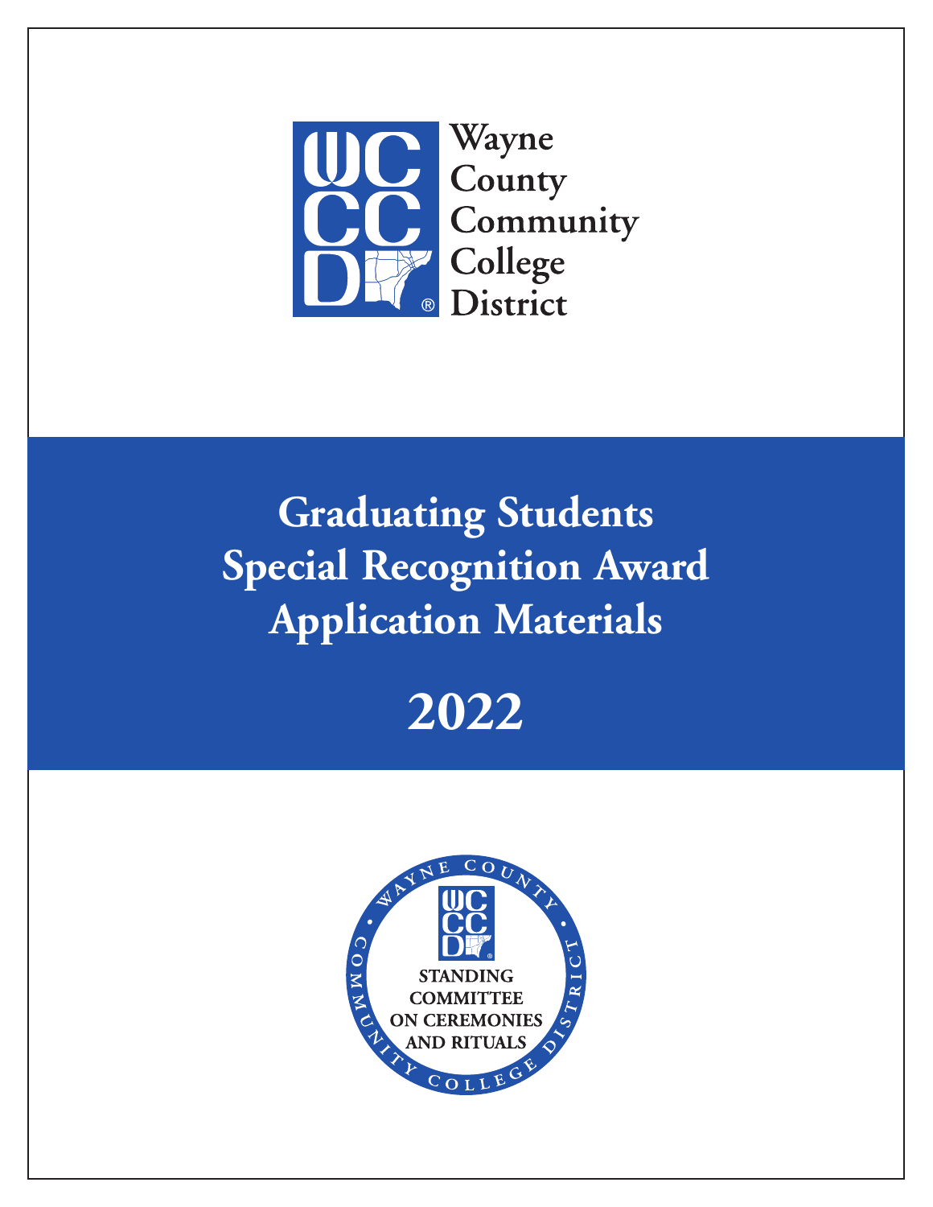Wayne County Community College District

# Graduating Students Special Recognition Award Application Materials

# 2022

WAYNE COUNTY COMMUNITY COLLEGE DISTRICT

STANDING COMMITTEE ON CEREMONIES AND RITUALS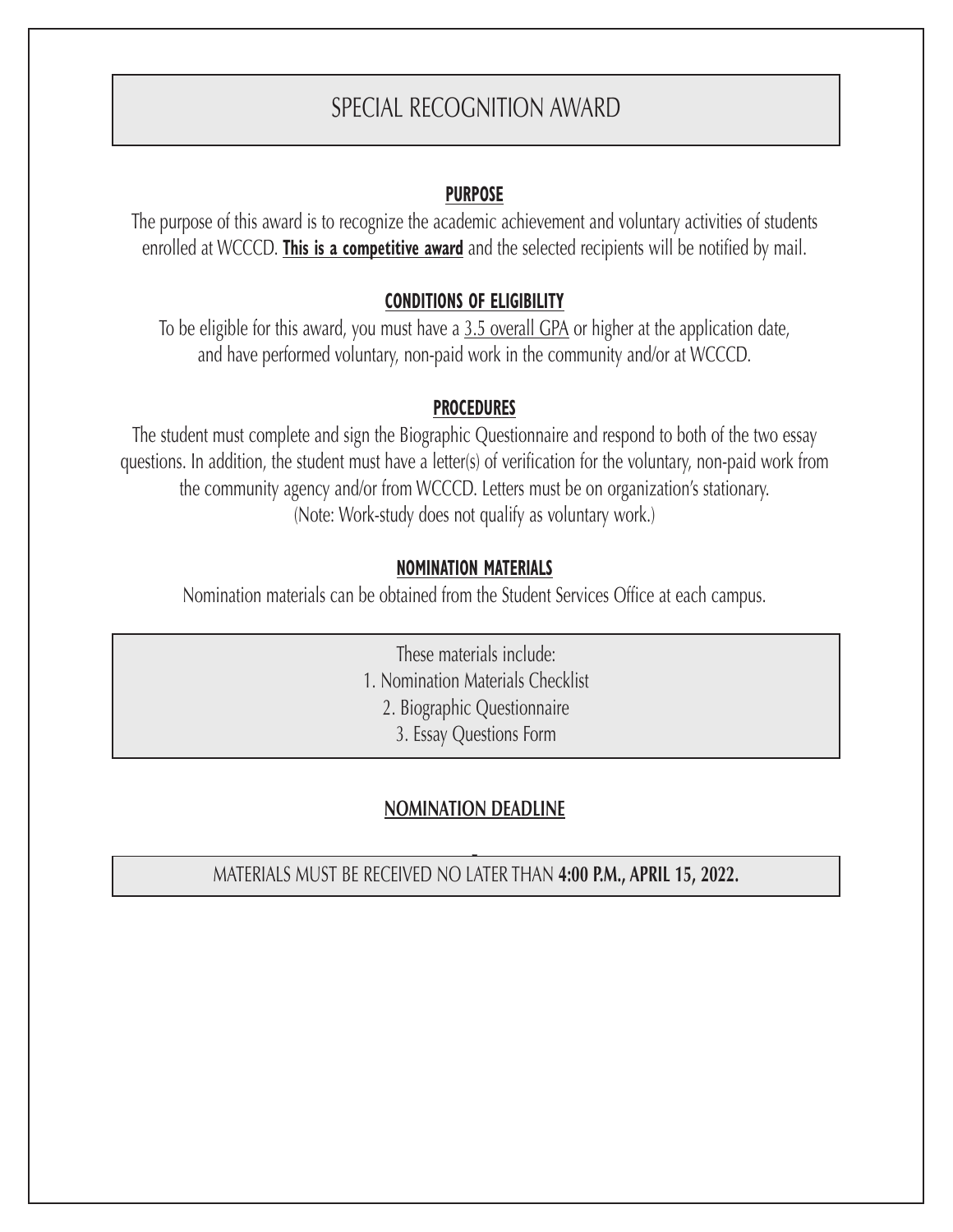# SPECIAL RECOGNITION AWARD

## PURPOSE

The purpose of this award is to recognize the academic achievement and voluntary activities of students enrolled at WCCCD. **This is a competitive award** and the selected recipients will be notified by mail.

## CONDITIONS OF ELIGIBILITY

To be eligible for this award, you must have a 3.5 overall GPA or higher at the application date, and have performed voluntary, non-paid work in the community and/or at WCCCD.

## PROCEDURES

The student must complete and sign the Biographic Questionnaire and respond to both of the two essay questions. In addition, the student must have a letter(s) of verification for the voluntary, non-paid work from the community agency and/or from WCCCD. Letters must be on organization's stationary.
(Note: Work-study does not qualify as voluntary work.)

## NOMINATION MATERIALS

Nomination materials can be obtained from the Student Services Office at each campus.

These materials include:

1. Nomination Materials Checklist
2. Biographic Questionnaire
3. Essay Questions Form

## NOMINATION DEADLINE

MATERIALS MUST BE RECEIVED NO LATER THAN **4:00 P.M., APRIL 15, 2022.**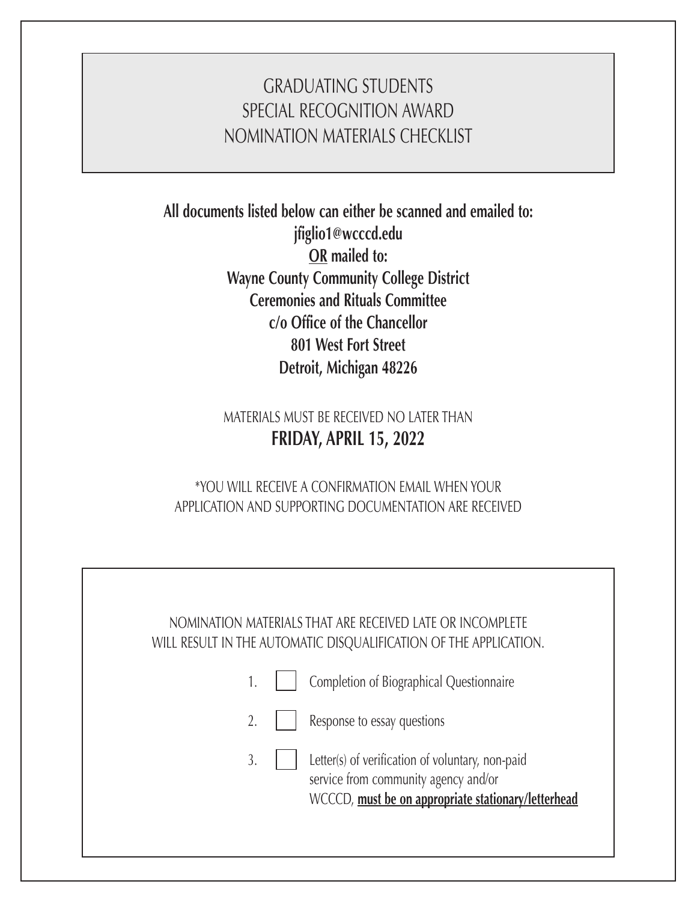# GRADUATING STUDENTS
# SPECIAL RECOGNITION AWARD
# NOMINATION MATERIALS CHECKLIST

**All documents listed below can either be scanned and emailed to:**
**jfiglio1@wcccd.edu**
**OR mailed to:**
**Wayne County Community College District**
**Ceremonies and Rituals Committee**
**c/o Office of the Chancellor**
**801 West Fort Street**
**Detroit, Michigan 48226**

MATERIALS MUST BE RECEIVED NO LATER THAN
**FRIDAY, APRIL 15, 2022**

*YOU WILL RECEIVE A CONFIRMATION EMAIL WHEN YOUR APPLICATION AND SUPPORTING DOCUMENTATION ARE RECEIVED

NOMINATION MATERIALS THAT ARE RECEIVED LATE OR INCOMPLETE WILL RESULT IN THE AUTOMATIC DISQUALIFICATION OF THE APPLICATION.

1. ☐ Completion of Biographical Questionnaire
2. ☐ Response to essay questions
3. ☐ Letter(s) of verification of voluntary, non-paid service from community agency and/or WCCCD, **must be on appropriate stationary/letterhead**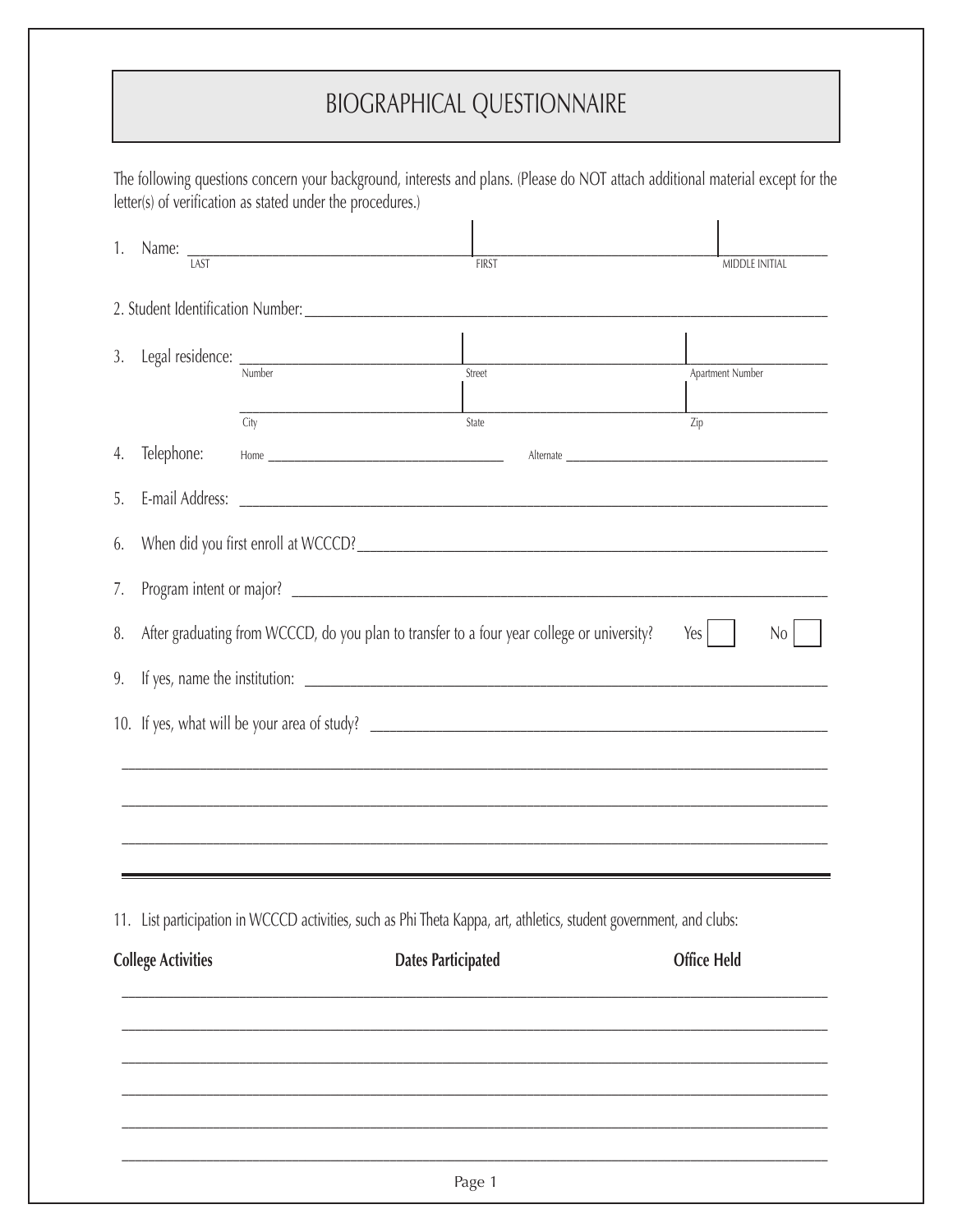# BIOGRAPHICAL QUESTIONNAIRE

The following questions concern your background, interests and plans. (Please do NOT attach additional material except for the letter(s) of verification as stated under the procedures.)

1. Name: ______________________ | ______________________ | __________
   LAST | FIRST | MIDDLE INITIAL

2. Student Identification Number: ______________________

3. Legal residence: ______________________ | ______________________ | __________
   Number | Street | Apartment Number

   ______________________ | ______________________ | __________
   City | State | Zip

4. Telephone: Home ______________________ Alternate ______________________

5. E-mail Address: ______________________

6. When did you first enroll at WCCCD? ______________________

7. Program intent or major? ______________________

8. After graduating from WCCCD, do you plan to transfer to a four year college or university? Yes ☐ No ☐

9. If yes, name the institution: ______________________

10. If yes, what will be your area of study? ______________________

______________________

______________________

______________________

---

11. List participation in WCCCD activities, such as Phi Theta Kappa, art, athletics, student government, and clubs:

| College Activities | Dates Participated | Office Held |
|---|---|---|
| | | |
| | | |
| | | |
| | | |
| | | |
| | | |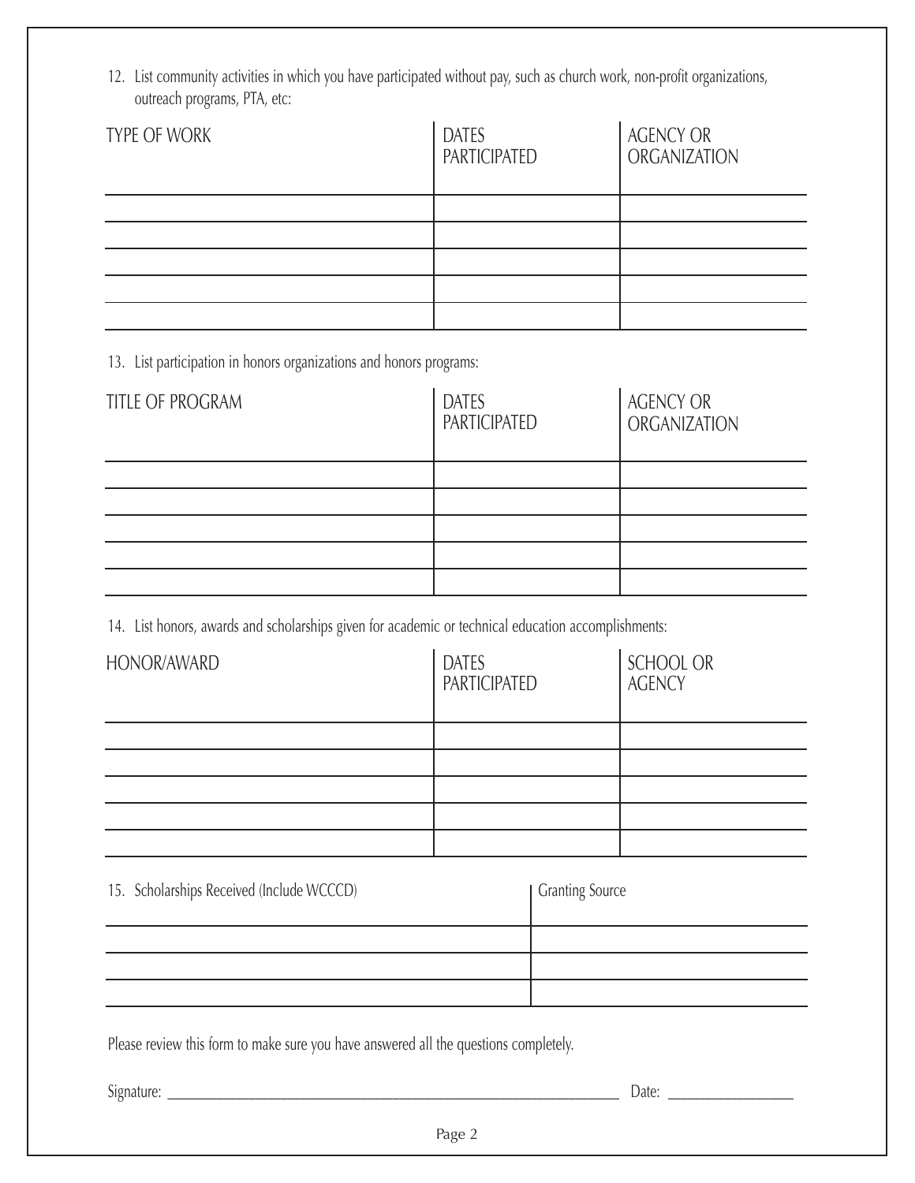12. List community activities in which you have participated without pay, such as church work, non-profit organizations, outreach programs, PTA, etc:

| TYPE OF WORK | DATES PARTICIPATED | AGENCY OR ORGANIZATION |
| --- | --- | --- |
| | | |
| | | |
| | | |
| | | |
| | | |

13. List participation in honors organizations and honors programs:

| TITLE OF PROGRAM | DATES PARTICIPATED | AGENCY OR ORGANIZATION |
| --- | --- | --- |
| | | |
| | | |
| | | |
| | | |
| | | |

14. List honors, awards and scholarships given for academic or technical education accomplishments:

| HONOR/AWARD | DATES PARTICIPATED | SCHOOL OR AGENCY |
| --- | --- | --- |
| | | |
| | | |
| | | |
| | | |
| | | |

| 15. Scholarships Received (Include WCCCD) | Granting Source |
| --- | --- |
| | |
| | |
| | |

Please review this form to make sure you have answered all the questions completely.

Signature: ______________________________________________ Date: ______________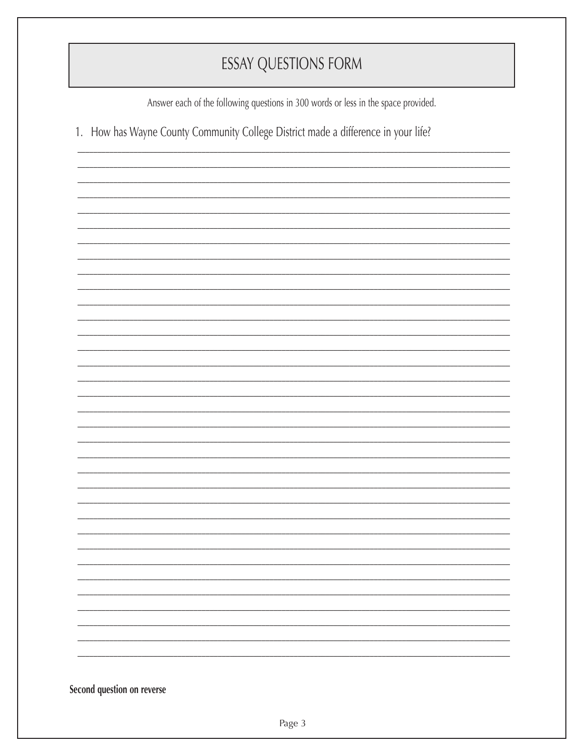# ESSAY QUESTIONS FORM

Answer each of the following questions in 300 words or less in the space provided.

1. How has Wayne County Community College District made a difference in your life?

**Second question on reverse**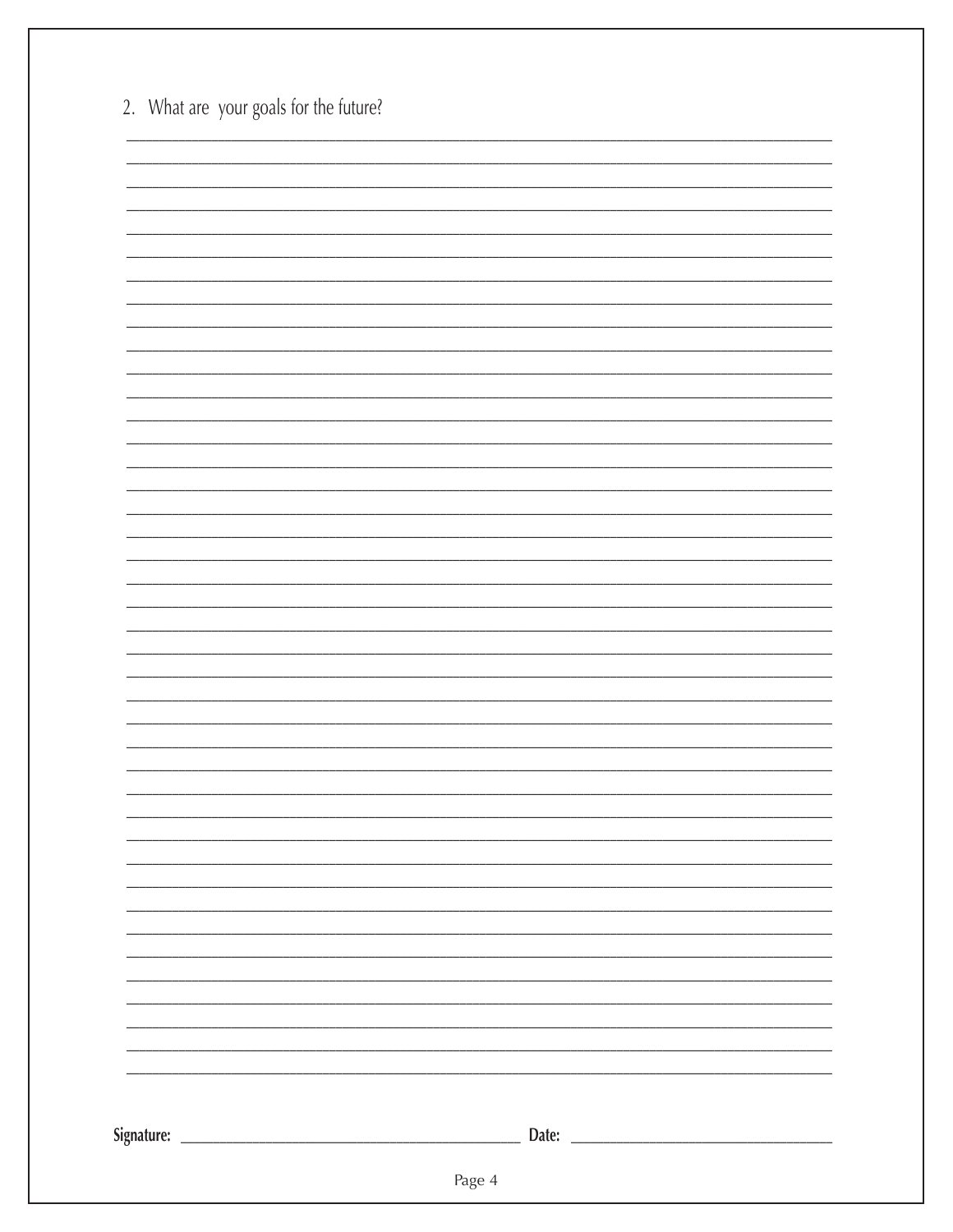2. What are your goals for the future?

Signature: ______________________________ Date: ______________________